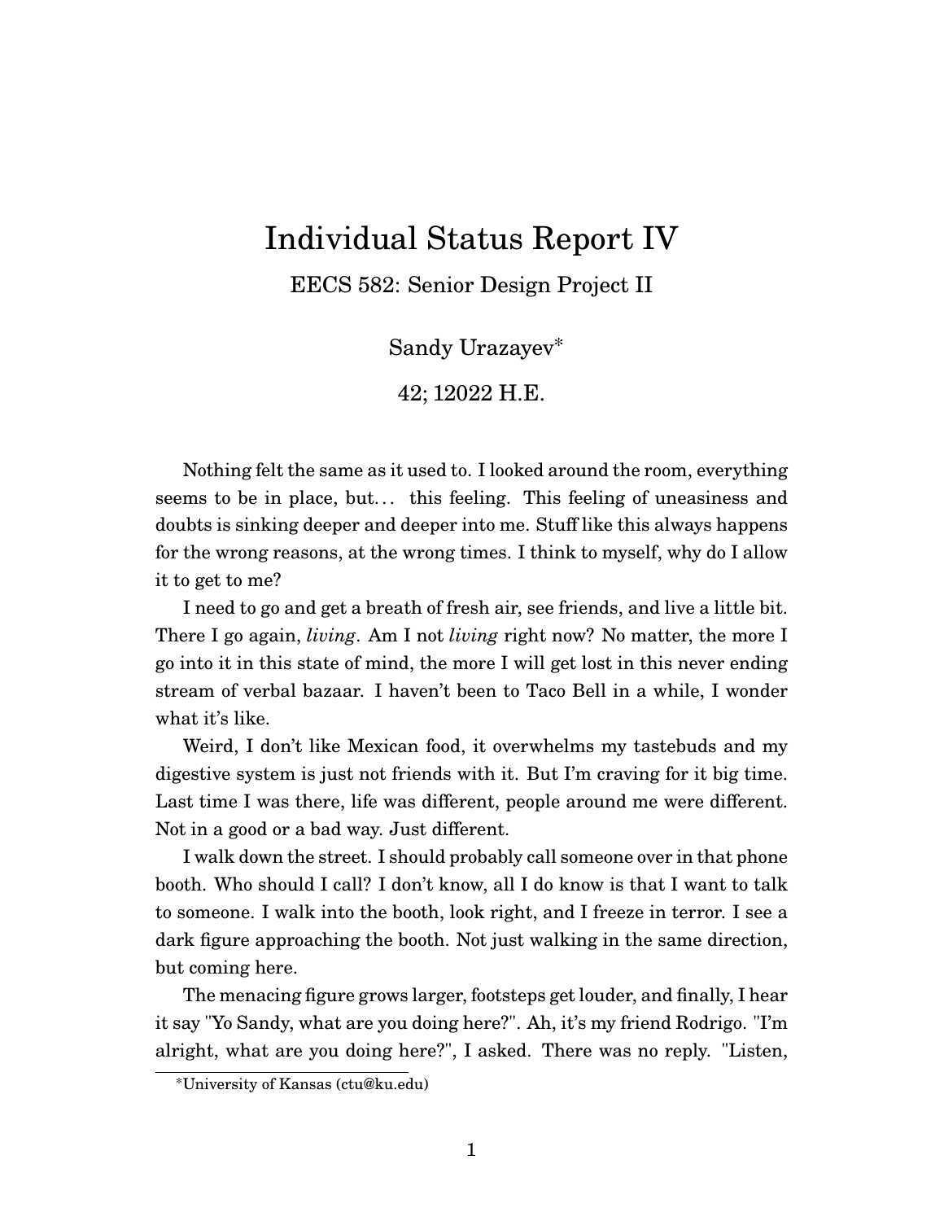# Individual Status Report IV

EECS 582: Senior Design Project II

Sandy Urazayev*

42; 12022 H.E.

Nothing felt the same as it used to. I looked around the room, everything seems to be in place, but... this feeling. This feeling of uneasiness and doubts is sinking deeper and deeper into me. Stuff like this always happens for the wrong reasons, at the wrong times. I think to myself, why do I allow it to get to me?

I need to go and get a breath of fresh air, see friends, and live a little bit. There I go again, *living*. Am I not *living* right now? No matter, the more I go into it in this state of mind, the more I will get lost in this never ending stream of verbal bazaar. I haven't been to Taco Bell in a while, I wonder what it's like.

Weird, I don't like Mexican food, it overwhelms my tastebuds and my digestive system is just not friends with it. But I'm craving for it big time. Last time I was there, life was different, people around me were different. Not in a good or a bad way. Just different.

I walk down the street. I should probably call someone over in that phone booth. Who should I call? I don't know, all I do know is that I want to talk to someone. I walk into the booth, look right, and I freeze in terror. I see a dark figure approaching the booth. Not just walking in the same direction, but coming here.

The menacing figure grows larger, footsteps get louder, and finally, I hear it say "Yo Sandy, what are you doing here?". Ah, it's my friend Rodrigo. "I'm alright, what are you doing here?", I asked. There was no reply. "Listen,

*University of Kansas (ctu@ku.edu)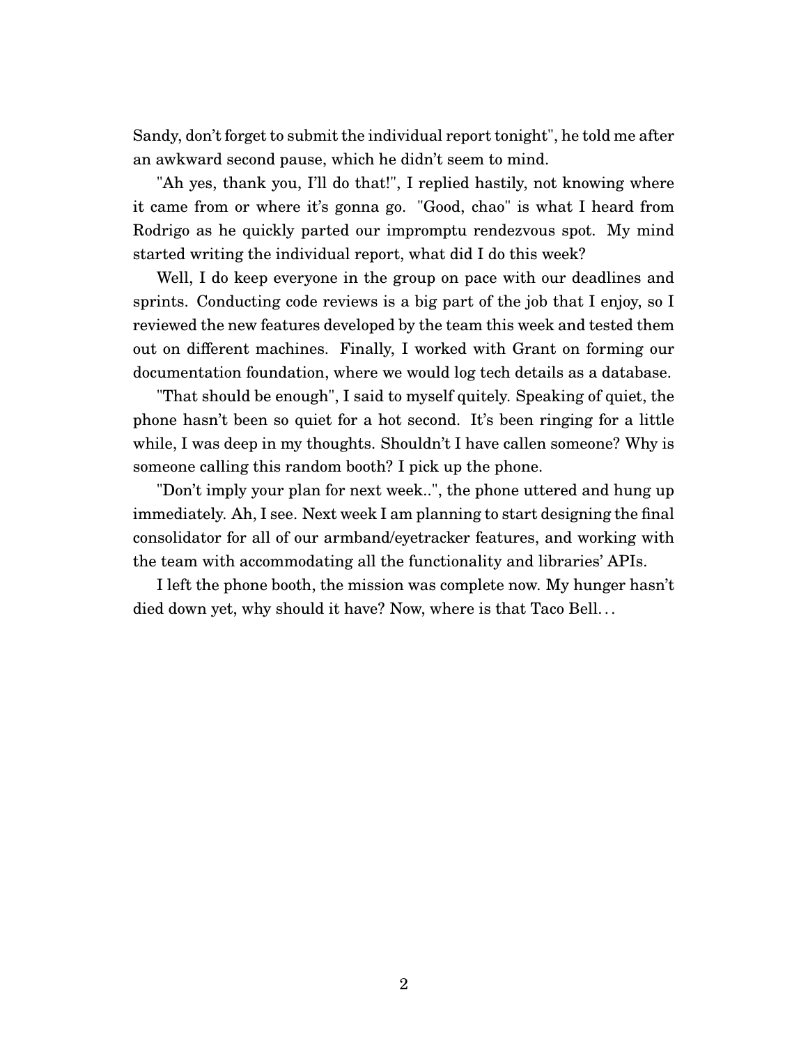Sandy, don't forget to submit the individual report tonight", he told me after an awkward second pause, which he didn't seem to mind.

"Ah yes, thank you, I'll do that!", I replied hastily, not knowing where it came from or where it's gonna go. "Good, chao" is what I heard from Rodrigo as he quickly parted our impromptu rendezvous spot. My mind started writing the individual report, what did I do this week?

Well, I do keep everyone in the group on pace with our deadlines and sprints. Conducting code reviews is a big part of the job that I enjoy, so I reviewed the new features developed by the team this week and tested them out on different machines. Finally, I worked with Grant on forming our documentation foundation, where we would log tech details as a database.

"That should be enough", I said to myself quitely. Speaking of quiet, the phone hasn't been so quiet for a hot second. It's been ringing for a little while, I was deep in my thoughts. Shouldn't I have callen someone? Why is someone calling this random booth? I pick up the phone.

"Don't imply your plan for next week..", the phone uttered and hung up immediately. Ah, I see. Next week I am planning to start designing the final consolidator for all of our armband/eyetracker features, and working with the team with accommodating all the functionality and libraries' APIs.

I left the phone booth, the mission was complete now. My hunger hasn't died down yet, why should it have? Now, where is that Taco Bell. . .